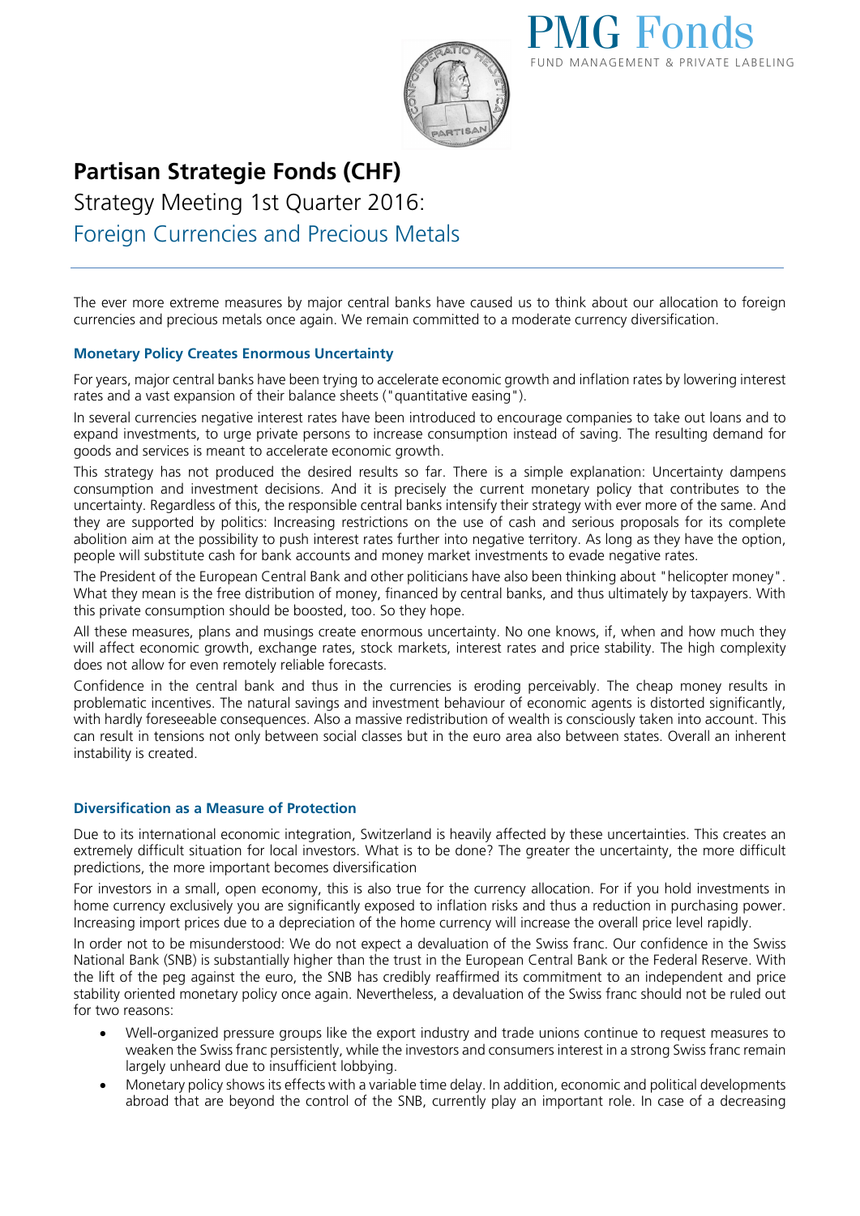PMG Fonds

FUND MANAGEMENT & PRIVATE LABELING

# Partisan Strategie Fonds (CHF)

## Strategy Meeting 1st Quarter 2016:

## Foreign Currencies and Precious Metals

The ever more extreme measures by major central banks have caused us to think about our allocation to foreign currencies and precious metals once again. We remain committed to a moderate currency diversification.

### Monetary Policy Creates Enormous Uncertainty

For years, major central banks have been trying to accelerate economic growth and inflation rates by lowering interest rates and a vast expansion of their balance sheets ("quantitative easing").

In several currencies negative interest rates have been introduced to encourage companies to take out loans and to expand investments, to urge private persons to increase consumption instead of saving. The resulting demand for goods and services is meant to accelerate economic growth.

This strategy has not produced the desired results so far. There is a simple explanation: Uncertainty dampens consumption and investment decisions. And it is precisely the current monetary policy that contributes to the uncertainty. Regardless of this, the responsible central banks intensify their strategy with ever more of the same. And they are supported by politics: Increasing restrictions on the use of cash and serious proposals for its complete abolition aim at the possibility to push interest rates further into negative territory. As long as they have the option, people will substitute cash for bank accounts and money market investments to evade negative rates.

The President of the European Central Bank and other politicians have also been thinking about "helicopter money". What they mean is the free distribution of money, financed by central banks, and thus ultimately by taxpayers. With this private consumption should be boosted, too. So they hope.

All these measures, plans and musings create enormous uncertainty. No one knows, if, when and how much they will affect economic growth, exchange rates, stock markets, interest rates and price stability. The high complexity does not allow for even remotely reliable forecasts.

Confidence in the central bank and thus in the currencies is eroding perceivably. The cheap money results in problematic incentives. The natural savings and investment behaviour of economic agents is distorted significantly, with hardly foreseeable consequences. Also a massive redistribution of wealth is consciously taken into account. This can result in tensions not only between social classes but in the euro area also between states. Overall an inherent instability is created.

### Diversification as a Measure of Protection

Due to its international economic integration, Switzerland is heavily affected by these uncertainties. This creates an extremely difficult situation for local investors. What is to be done? The greater the uncertainty, the more difficult predictions, the more important becomes diversification

For investors in a small, open economy, this is also true for the currency allocation. For if you hold investments in home currency exclusively you are significantly exposed to inflation risks and thus a reduction in purchasing power. Increasing import prices due to a depreciation of the home currency will increase the overall price level rapidly.

In order not to be misunderstood: We do not expect a devaluation of the Swiss franc. Our confidence in the Swiss National Bank (SNB) is substantially higher than the trust in the European Central Bank or the Federal Reserve. With the lift of the peg against the euro, the SNB has credibly reaffirmed its commitment to an independent and price stability oriented monetary policy once again. Nevertheless, a devaluation of the Swiss franc should not be ruled out for two reasons:

- Well-organized pressure groups like the export industry and trade unions continue to request measures to weaken the Swiss franc persistently, while the investors and consumers interest in a strong Swiss franc remain largely unheard due to insufficient lobbying.
- Monetary policy shows its effects with a variable time delay. In addition, economic and political developments abroad that are beyond the control of the SNB, currently play an important role. In case of a decreasing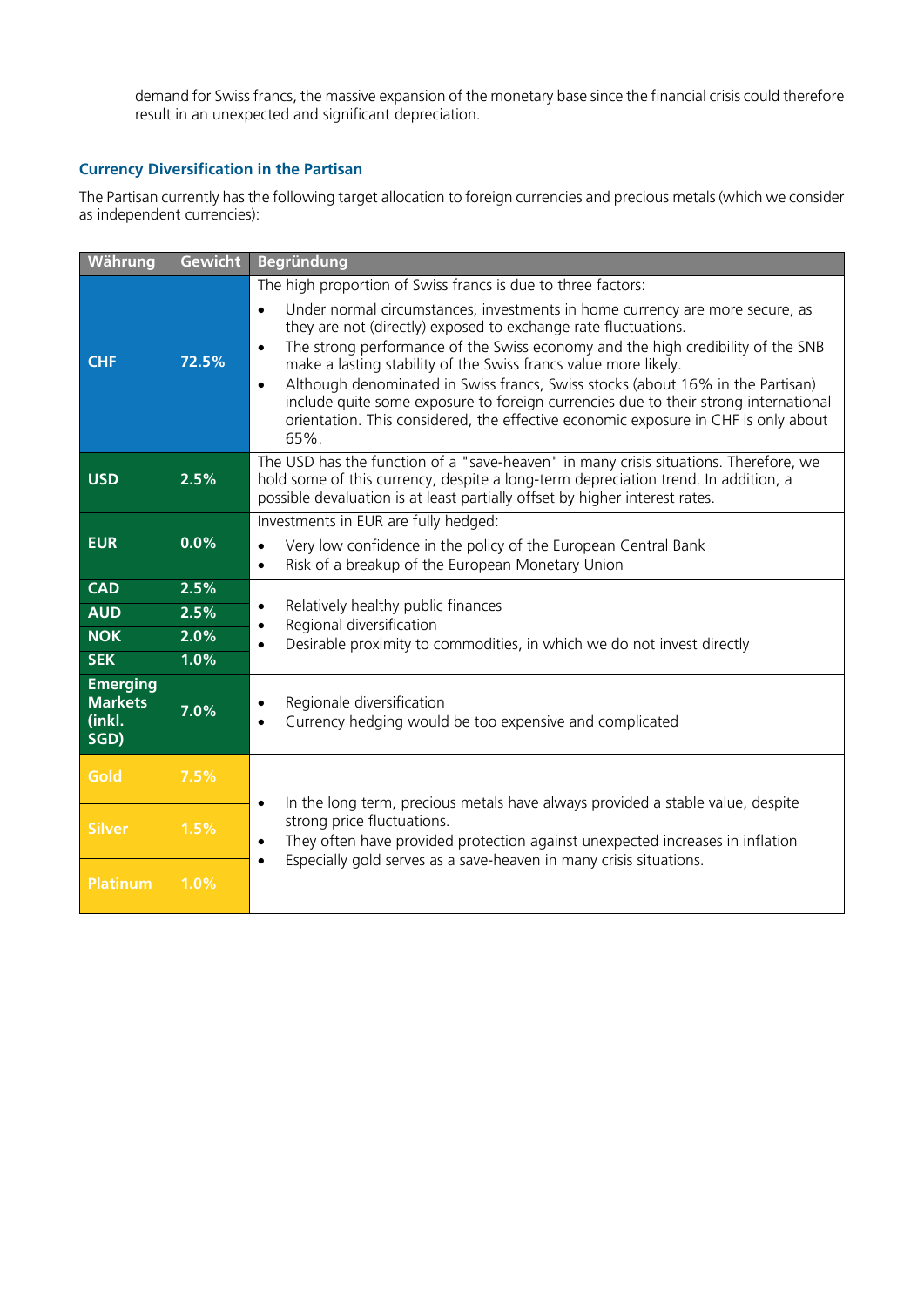demand for Swiss francs, the massive expansion of the monetary base since the financial crisis could therefore result in an unexpected and significant depreciation.

### Currency Diversification in the Partisan

The Partisan currently has the following target allocation to foreign currencies and precious metals (which we consider as independent currencies):

| Währung | Gewicht | Begründung |
|---|---|---|
| **CHF** | **72.5%** | The high proportion of Swiss francs is due to three factors:<br>• Under normal circumstances, investments in home currency are more secure, as they are not (directly) exposed to exchange rate fluctuations.<br>• The strong performance of the Swiss economy and the high credibility of the SNB make a lasting stability of the Swiss francs value more likely.<br>• Although denominated in Swiss francs, Swiss stocks (about 16% in the Partisan) include quite some exposure to foreign currencies due to their strong international orientation. This considered, the effective economic exposure in CHF is only about 65%. |
| **USD** | **2.5%** | The USD has the function of a "save-heaven" in many crisis situations. Therefore, we hold some of this currency, despite a long-term depreciation trend. In addition, a possible devaluation is at least partially offset by higher interest rates. |
| **EUR** | **0.0%** | Investments in EUR are fully hedged:<br>• Very low confidence in the policy of the European Central Bank<br>• Risk of a breakup of the European Monetary Union |
| **CAD** | **2.5%** | • Relatively healthy public finances<br>• Regional diversification<br>• Desirable proximity to commodities, in which we do not invest directly |
| **AUD** | **2.5%** | |
| **NOK** | **2.0%** | |
| **SEK** | **1.0%** | |
| **Emerging Markets (inkl. SGD)** | **7.0%** | • Regionale diversification<br>• Currency hedging would be too expensive and complicated |
| **Gold** | **7.5%** | • In the long term, precious metals have always provided a stable value, despite strong price fluctuations.<br>• They often have provided protection against unexpected increases in inflation<br>• Especially gold serves as a save-heaven in many crisis situations. |
| **Silver** | **1.5%** | |
| **Platinum** | **1.0%** | |